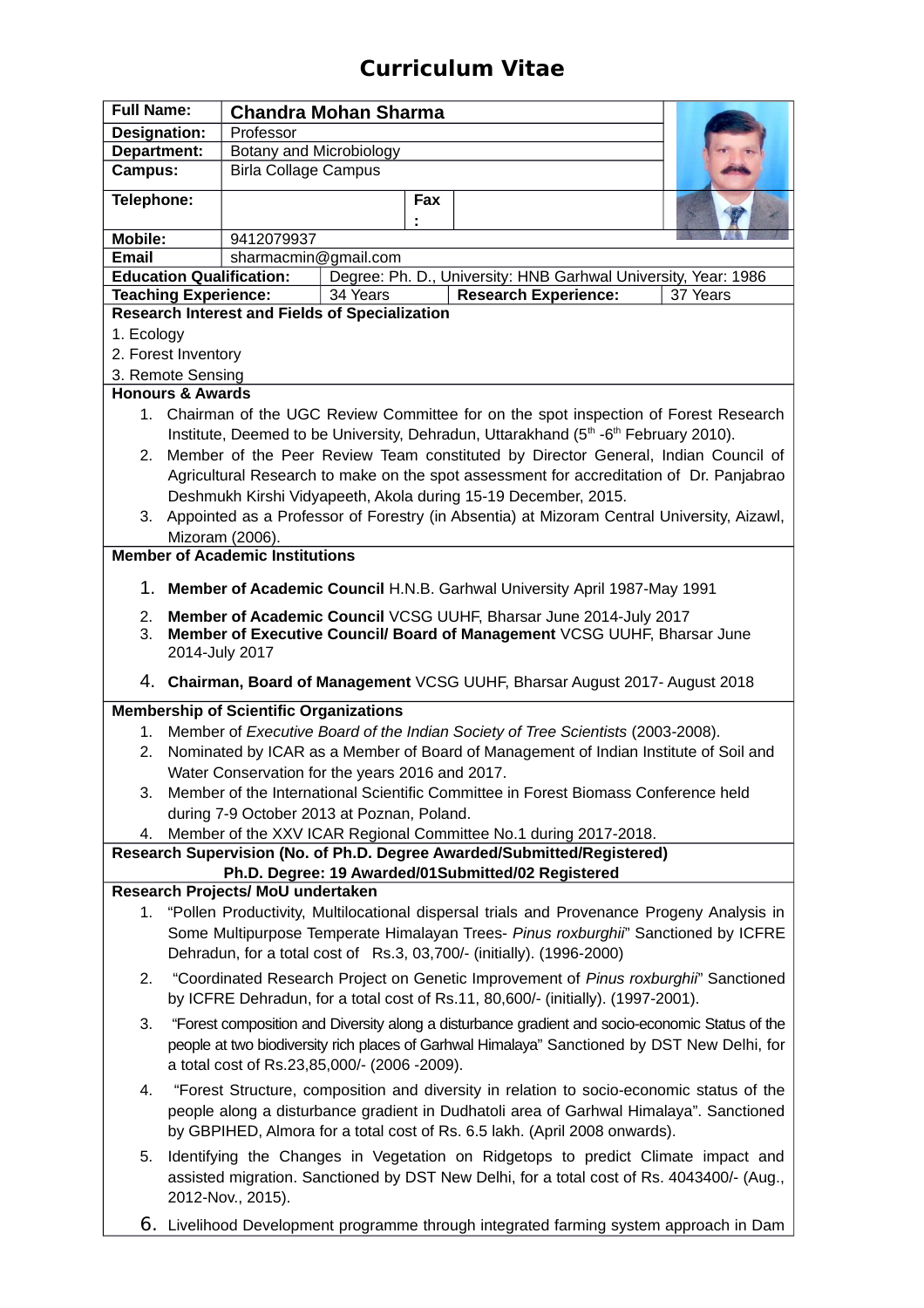# Curriculum Vitae

| | | | |
|---|---|---|---|
| **Full Name:** | **Chandra Mohan Sharma** | | |
| **Designation:** | Professor | | |
| **Department:** | Botany and Microbiology | | |
| **Campus:** | Birla Collage Campus | | |
| **Telephone:** | | **Fax:** | |
| **Mobile:** | 9412079937 | | |
| **Email** | sharmacmin@gmail.com | | |
| **Education Qualification:** | Degree: Ph. D., University: HNB Garhwal University, Year: 1986 | | |
| **Teaching Experience:** | 34 Years | **Research Experience:** | 37 Years |

**Research Interest and Fields of Specialization**

1. Ecology
2. Forest Inventory
3. Remote Sensing

**Honours & Awards**

1. Chairman of the UGC Review Committee for on the spot inspection of Forest Research Institute, Deemed to be University, Dehradun, Uttarakhand (5th -6th February 2010).
2. Member of the Peer Review Team constituted by Director General, Indian Council of Agricultural Research to make on the spot assessment for accreditation of Dr. Panjabrao Deshmukh Kirshi Vidyapeeth, Akola during 15-19 December, 2015.
3. Appointed as a Professor of Forestry (in Absentia) at Mizoram Central University, Aizawl, Mizoram (2006).

**Member of Academic Institutions**

1. **Member of Academic Council** H.N.B. Garhwal University April 1987-May 1991
2. **Member of Academic Council** VCSG UUHF, Bharsar June 2014-July 2017
3. **Member of Executive Council/ Board of Management** VCSG UUHF, Bharsar June 2014-July 2017
4. **Chairman, Board of Management** VCSG UUHF, Bharsar August 2017- August 2018

**Membership of Scientific Organizations**

1. Member of *Executive Board of the Indian Society of Tree Scientists* (2003-2008).
2. Nominated by ICAR as a Member of Board of Management of Indian Institute of Soil and Water Conservation for the years 2016 and 2017.
3. Member of the International Scientific Committee in Forest Biomass Conference held during 7-9 October 2013 at Poznan, Poland.
4. Member of the XXV ICAR Regional Committee No.1 during 2017-2018.

**Research Supervision (No. of Ph.D. Degree Awarded/Submitted/Registered)**

**Ph.D. Degree: 19 Awarded/01Submitted/02 Registered**

**Research Projects/ MoU undertaken**

1. "Pollen Productivity, Multilocational dispersal trials and Provenance Progeny Analysis in Some Multipurpose Temperate Himalayan Trees- *Pinus roxburghii*" Sanctioned by ICFRE Dehradun, for a total cost of Rs.3, 03,700/- (initially). (1996-2000)
2. "Coordinated Research Project on Genetic Improvement of *Pinus roxburghii*" Sanctioned by ICFRE Dehradun, for a total cost of Rs.11, 80,600/- (initially). (1997-2001).
3. "Forest composition and Diversity along a disturbance gradient and socio-economic Status of the people at two biodiversity rich places of Garhwal Himalaya" Sanctioned by DST New Delhi, for a total cost of Rs.23,85,000/- (2006 -2009).
4. "Forest Structure, composition and diversity in relation to socio-economic status of the people along a disturbance gradient in Dudhatoli area of Garhwal Himalaya". Sanctioned by GBPIHED, Almora for a total cost of Rs. 6.5 lakh. (April 2008 onwards).
5. Identifying the Changes in Vegetation on Ridgetops to predict Climate impact and assisted migration. Sanctioned by DST New Delhi, for a total cost of Rs. 4043400/- (Aug., 2012-Nov., 2015).
6. Livelihood Development programme through integrated farming system approach in Dam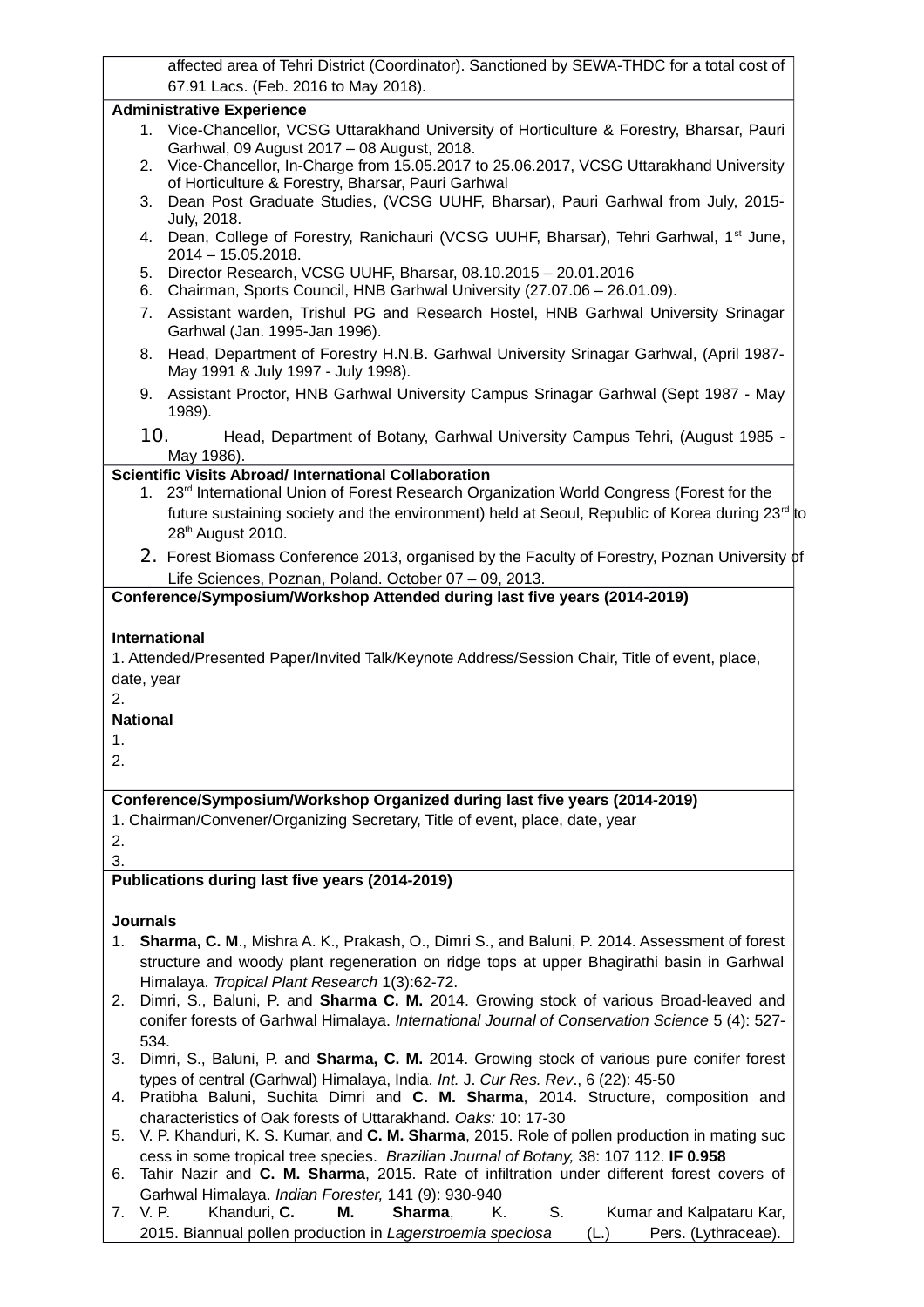affected area of Tehri District (Coordinator). Sanctioned by SEWA-THDC for a total cost of 67.91 Lacs. (Feb. 2016 to May 2018).

**Administrative Experience**

1. Vice-Chancellor, VCSG Uttarakhand University of Horticulture & Forestry, Bharsar, Pauri Garhwal, 09 August 2017 – 08 August, 2018.
2. Vice-Chancellor, In-Charge from 15.05.2017 to 25.06.2017, VCSG Uttarakhand University of Horticulture & Forestry, Bharsar, Pauri Garhwal
3. Dean Post Graduate Studies, (VCSG UUHF, Bharsar), Pauri Garhwal from July, 2015-July, 2018.
4. Dean, College of Forestry, Ranichauri (VCSG UUHF, Bharsar), Tehri Garhwal, 1st June, 2014 – 15.05.2018.
5. Director Research, VCSG UUHF, Bharsar, 08.10.2015 – 20.01.2016
6. Chairman, Sports Council, HNB Garhwal University (27.07.06 – 26.01.09).
7. Assistant warden, Trishul PG and Research Hostel, HNB Garhwal University Srinagar Garhwal (Jan. 1995-Jan 1996).
8. Head, Department of Forestry H.N.B. Garhwal University Srinagar Garhwal, (April 1987-May 1991 & July 1997 - July 1998).
9. Assistant Proctor, HNB Garhwal University Campus Srinagar Garhwal (Sept 1987 - May 1989).
10. Head, Department of Botany, Garhwal University Campus Tehri, (August 1985 - May 1986).

**Scientific Visits Abroad/ International Collaboration**

1. 23rd International Union of Forest Research Organization World Congress (Forest for the future sustaining society and the environment) held at Seoul, Republic of Korea during 23rd to 28th August 2010.
2. Forest Biomass Conference 2013, organised by the Faculty of Forestry, Poznan University of Life Sciences, Poznan, Poland. October 07 – 09, 2013.

**Conference/Symposium/Workshop Attended during last five years (2014-2019)**

**International**

1. Attended/Presented Paper/Invited Talk/Keynote Address/Session Chair, Title of event, place, date, year
2.

**National**

1.
2.

**Conference/Symposium/Workshop Organized during last five years (2014-2019)**

1. Chairman/Convener/Organizing Secretary, Title of event, place, date, year
2.
3.

**Publications during last five years (2014-2019)**

**Journals**

1. **Sharma, C. M**., Mishra A. K., Prakash, O., Dimri S., and Baluni, P. 2014. Assessment of forest structure and woody plant regeneration on ridge tops at upper Bhagirathi basin in Garhwal Himalaya. *Tropical Plant Research* 1(3):62-72.
2. Dimri, S., Baluni, P. and **Sharma C. M.** 2014. Growing stock of various Broad-leaved and conifer forests of Garhwal Himalaya. *International Journal of Conservation Science* 5 (4): 527-534.
3. Dimri, S., Baluni, P. and **Sharma, C. M.** 2014. Growing stock of various pure conifer forest types of central (Garhwal) Himalaya, India. *Int.* J. *Cur Res. Rev*., 6 (22): 45-50
4. Pratibha Baluni, Suchita Dimri and **C. M. Sharma**, 2014. Structure, composition and characteristics of Oak forests of Uttarakhand. *Oaks:* 10: 17-30
5. V. P. Khanduri, K. S. Kumar, and **C. M. Sharma**, 2015. Role of pollen production in mating suc cess in some tropical tree species. *Brazilian Journal of Botany,* 38: 107 112. **IF 0.958**
6. Tahir Nazir and **C. M. Sharma**, 2015. Rate of infiltration under different forest covers of Garhwal Himalaya. *Indian Forester,* 141 (9): 930-940
7. V. P. Khanduri, **C. M. Sharma**, K. S. Kumar and Kalpataru Kar, 2015. Biannual pollen production in *Lagerstroemia speciosa* (L.) Pers. (Lythraceae).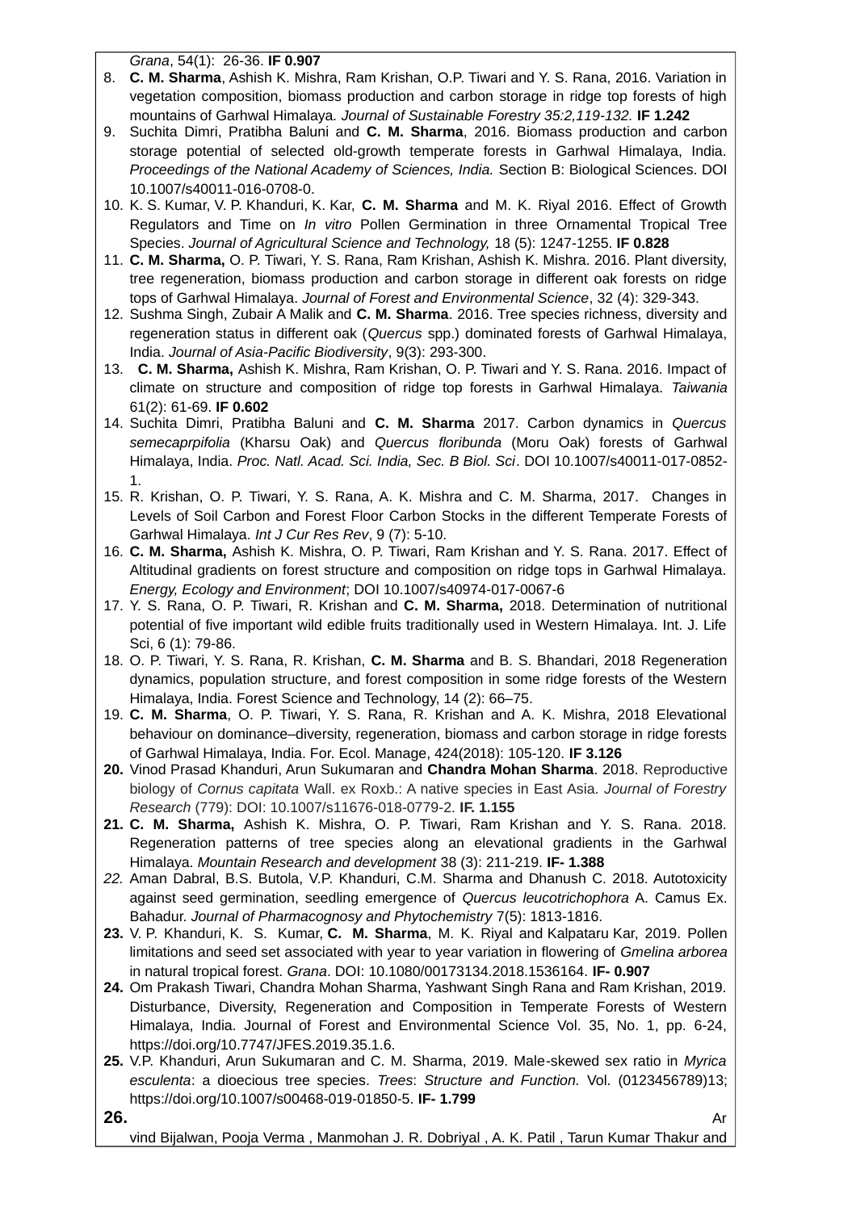*Grana*, 54(1): 26-36. **IF 0.907**

8. **C. M. Sharma**, Ashish K. Mishra, Ram Krishan, O.P. Tiwari and Y. S. Rana, 2016. Variation in vegetation composition, biomass production and carbon storage in ridge top forests of high mountains of Garhwal Himalaya. *Journal of Sustainable Forestry 35:2,119-132.* **IF 1.242**
9. Suchita Dimri, Pratibha Baluni and **C. M. Sharma**, 2016. Biomass production and carbon storage potential of selected old-growth temperate forests in Garhwal Himalaya, India. *Proceedings of the National Academy of Sciences, India.* Section B: Biological Sciences. DOI 10.1007/s40011-016-0708-0.
10. K. S. Kumar, V. P. Khanduri, K. Kar, **C. M. Sharma** and M. K. Riyal 2016. Effect of Growth Regulators and Time on *In vitro* Pollen Germination in three Ornamental Tropical Tree Species. *Journal of Agricultural Science and Technology,* 18 (5): 1247-1255. **IF 0.828**
11. **C. M. Sharma,** O. P. Tiwari, Y. S. Rana, Ram Krishan, Ashish K. Mishra. 2016. Plant diversity, tree regeneration, biomass production and carbon storage in different oak forests on ridge tops of Garhwal Himalaya. *Journal of Forest and Environmental Science*, 32 (4): 329-343.
12. Sushma Singh, Zubair A Malik and **C. M. Sharma**. 2016. Tree species richness, diversity and regeneration status in different oak (*Quercus* spp.) dominated forests of Garhwal Himalaya, India. *Journal of Asia-Pacific Biodiversity*, 9(3): 293-300.
13. **C. M. Sharma,** Ashish K. Mishra, Ram Krishan, O. P. Tiwari and Y. S. Rana. 2016. Impact of climate on structure and composition of ridge top forests in Garhwal Himalaya. *Taiwania* 61(2): 61-69. **IF 0.602**
14. Suchita Dimri, Pratibha Baluni and **C. M. Sharma** 2017. Carbon dynamics in *Quercus semecaprpifolia* (Kharsu Oak) and *Quercus floribunda* (Moru Oak) forests of Garhwal Himalaya, India. *Proc. Natl. Acad. Sci. India, Sec. B Biol. Sci*. DOI 10.1007/s40011-017-0852-1.
15. R. Krishan, O. P. Tiwari, Y. S. Rana, A. K. Mishra and C. M. Sharma, 2017. Changes in Levels of Soil Carbon and Forest Floor Carbon Stocks in the different Temperate Forests of Garhwal Himalaya. *Int J Cur Res Rev*, 9 (7): 5-10.
16. **C. M. Sharma,** Ashish K. Mishra, O. P. Tiwari, Ram Krishan and Y. S. Rana. 2017. Effect of Altitudinal gradients on forest structure and composition on ridge tops in Garhwal Himalaya. *Energy, Ecology and Environment*; DOI 10.1007/s40974-017-0067-6
17. Y. S. Rana, O. P. Tiwari, R. Krishan and **C. M. Sharma,** 2018. Determination of nutritional potential of five important wild edible fruits traditionally used in Western Himalaya. Int. J. Life Sci, 6 (1): 79-86.
18. O. P. Tiwari, Y. S. Rana, R. Krishan, **C. M. Sharma** and B. S. Bhandari, 2018 Regeneration dynamics, population structure, and forest composition in some ridge forests of the Western Himalaya, India. Forest Science and Technology, 14 (2): 66–75.
19. **C. M. Sharma**, O. P. Tiwari, Y. S. Rana, R. Krishan and A. K. Mishra, 2018 Elevational behaviour on dominance–diversity, regeneration, biomass and carbon storage in ridge forests of Garhwal Himalaya, India. For. Ecol. Manage, 424(2018): 105-120. **IF 3.126**
20. Vinod Prasad Khanduri, Arun Sukumaran and **Chandra Mohan Sharma**. 2018. Reproductive biology of *Cornus capitata* Wall. ex Roxb.: A native species in East Asia. *Journal of Forestry Research* (779): DOI: 10.1007/s11676-018-0779-2. **IF. 1.155**
21. **C. M. Sharma,** Ashish K. Mishra, O. P. Tiwari, Ram Krishan and Y. S. Rana. 2018. Regeneration patterns of tree species along an elevational gradients in the Garhwal Himalaya. *Mountain Research and development* 38 (3): 211-219. **IF- 1.388**
22. Aman Dabral, B.S. Butola, V.P. Khanduri, C.M. Sharma and Dhanush C. 2018. Autotoxicity against seed germination, seedling emergence of *Quercus leucotrichophora* A. Camus Ex. Bahadur. *Journal of Pharmacognosy and Phytochemistry* 7(5): 1813-1816.
23. V. P. Khanduri, K. S. Kumar, **C. M. Sharma**, M. K. Riyal and Kalpataru Kar, 2019. Pollen limitations and seed set associated with year to year variation in flowering of *Gmelina arborea* in natural tropical forest. *Grana*. DOI: 10.1080/00173134.2018.1536164. **IF- 0.907**
24. Om Prakash Tiwari, Chandra Mohan Sharma, Yashwant Singh Rana and Ram Krishan, 2019. Disturbance, Diversity, Regeneration and Composition in Temperate Forests of Western Himalaya, India. Journal of Forest and Environmental Science Vol. 35, No. 1, pp. 6-24, https://doi.org/10.7747/JFES.2019.35.1.6.
25. V.P. Khanduri, Arun Sukumaran and C. M. Sharma, 2019. Male-skewed sex ratio in *Myrica esculenta*: a dioecious tree species. *Trees*: *Structure and Function.* Vol. (0123456789)13; https://doi.org/10.1007/s00468-019-01850-5. **IF- 1.799**
26. Arvind Bijalwan, Pooja Verma , Manmohan J. R. Dobriyal , A. K. Patil , Tarun Kumar Thakur and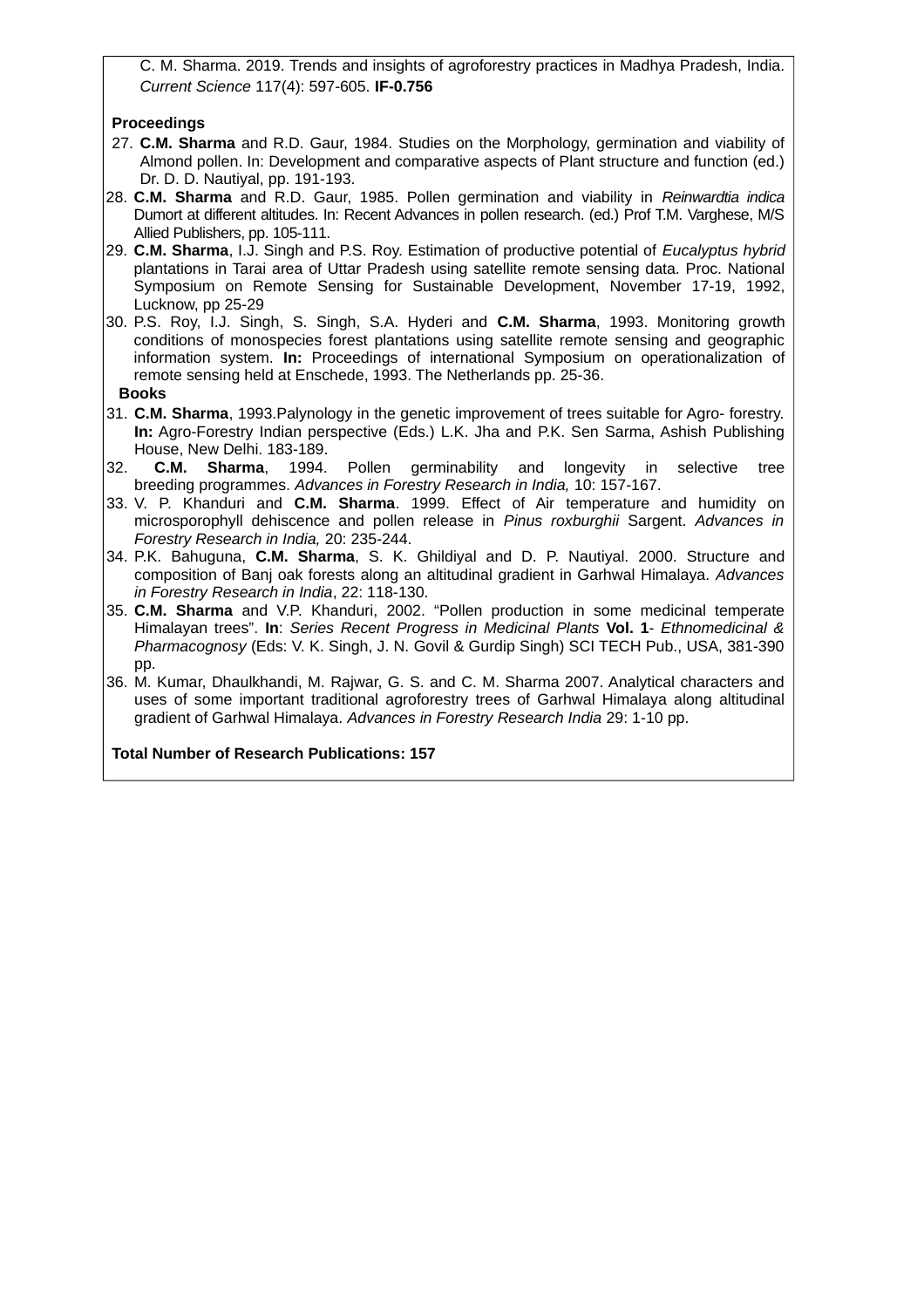C. M. Sharma. 2019. Trends and insights of agroforestry practices in Madhya Pradesh, India. *Current Science* 117(4): 597-605. **IF-0.756**

**Proceedings**

27. **C.M. Sharma** and R.D. Gaur, 1984. Studies on the Morphology, germination and viability of Almond pollen. In: Development and comparative aspects of Plant structure and function (ed.) Dr. D. D. Nautiyal, pp. 191-193.
28. **C.M. Sharma** and R.D. Gaur, 1985. Pollen germination and viability in *Reinwardtia indica* Dumort at different altitudes. In: Recent Advances in pollen research. (ed.) Prof T.M. Varghese, M/S Allied Publishers, pp. 105-111.
29. **C.M. Sharma**, I.J. Singh and P.S. Roy. Estimation of productive potential of *Eucalyptus hybrid* plantations in Tarai area of Uttar Pradesh using satellite remote sensing data. Proc. National Symposium on Remote Sensing for Sustainable Development, November 17-19, 1992, Lucknow, pp 25-29
30. P.S. Roy, I.J. Singh, S. Singh, S.A. Hyderi and **C.M. Sharma**, 1993. Monitoring growth conditions of monospecies forest plantations using satellite remote sensing and geographic information system. **In:** Proceedings of international Symposium on operationalization of remote sensing held at Enschede, 1993. The Netherlands pp. 25-36.

**Books**

31. **C.M. Sharma**, 1993.Palynology in the genetic improvement of trees suitable for Agro- forestry. **In:** Agro-Forestry Indian perspective (Eds.) L.K. Jha and P.K. Sen Sarma, Ashish Publishing House, New Delhi. 183-189.
32. **C.M. Sharma**, 1994. Pollen germinability and longevity in selective tree breeding programmes. *Advances in Forestry Research in India,* 10: 157-167.
33. V. P. Khanduri and **C.M. Sharma**. 1999. Effect of Air temperature and humidity on microsporophyll dehiscence and pollen release in *Pinus roxburghii* Sargent. *Advances in Forestry Research in India,* 20: 235-244.
34. P.K. Bahuguna, **C.M. Sharma**, S. K. Ghildiyal and D. P. Nautiyal. 2000. Structure and composition of Banj oak forests along an altitudinal gradient in Garhwal Himalaya. *Advances in Forestry Research in India*, 22: 118-130.
35. **C.M. Sharma** and V.P. Khanduri, 2002. “Pollen production in some medicinal temperate Himalayan trees”. **In**: *Series Recent Progress in Medicinal Plants* **Vol. 1**- *Ethnomedicinal & Pharmacognosy* (Eds: V. K. Singh, J. N. Govil & Gurdip Singh) SCI TECH Pub., USA, 381-390 pp.
36. M. Kumar, Dhaulkhandi, M. Rajwar, G. S. and C. M. Sharma 2007. Analytical characters and uses of some important traditional agroforestry trees of Garhwal Himalaya along altitudinal gradient of Garhwal Himalaya. *Advances in Forestry Research India* 29: 1-10 pp.

**Total Number of Research Publications: 157**